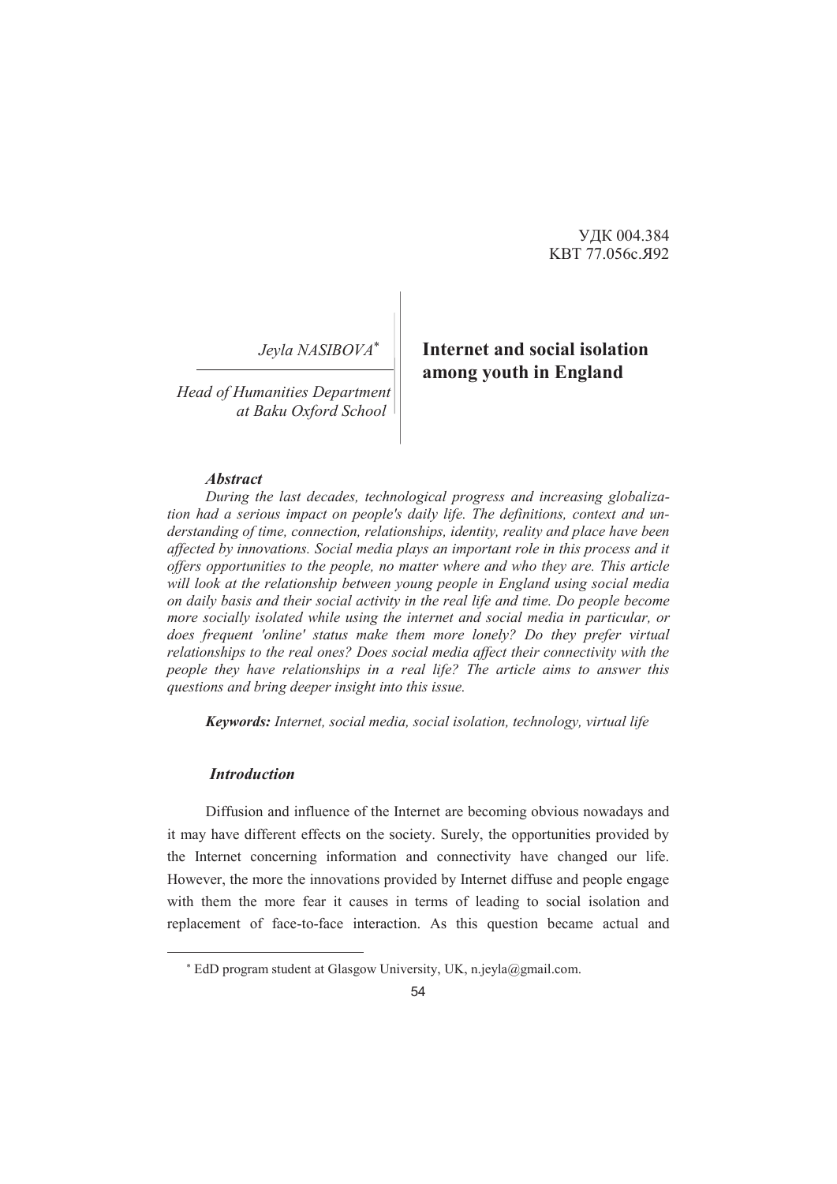УДК 004.384
КВТ 77.056с.Я92

*Jeyla NASIBOVA*[*]

*Head of Humanities Department at Baku Oxford School*

# Internet and social isolation among youth in England

***Abstract***

*During the last decades, technological progress and increasing globalization had a serious impact on people's daily life. The definitions, context and understanding of time, connection, relationships, identity, reality and place have been affected by innovations. Social media plays an important role in this process and it offers opportunities to the people, no matter where and who they are. This article will look at the relationship between young people in England using social media on daily basis and their social activity in the real life and time. Do people become more socially isolated while using the internet and social media in particular, or does frequent 'online' status make them more lonely? Do they prefer virtual relationships to the real ones? Does social media affect their connectivity with the people they have relationships in a real life? The article aims to answer this questions and bring deeper insight into this issue.*

***Keywords:*** *Internet, social media, social isolation, technology, virtual life*

## *Introduction*

Diffusion and influence of the Internet are becoming obvious nowadays and it may have different effects on the society. Surely, the opportunities provided by the Internet concerning information and connectivity have changed our life. However, the more the innovations provided by Internet diffuse and people engage with them the more fear it causes in terms of leading to social isolation and replacement of face-to-face interaction. As this question became actual and

[*] EdD program student at Glasgow University, UK, n.jeyla@gmail.com.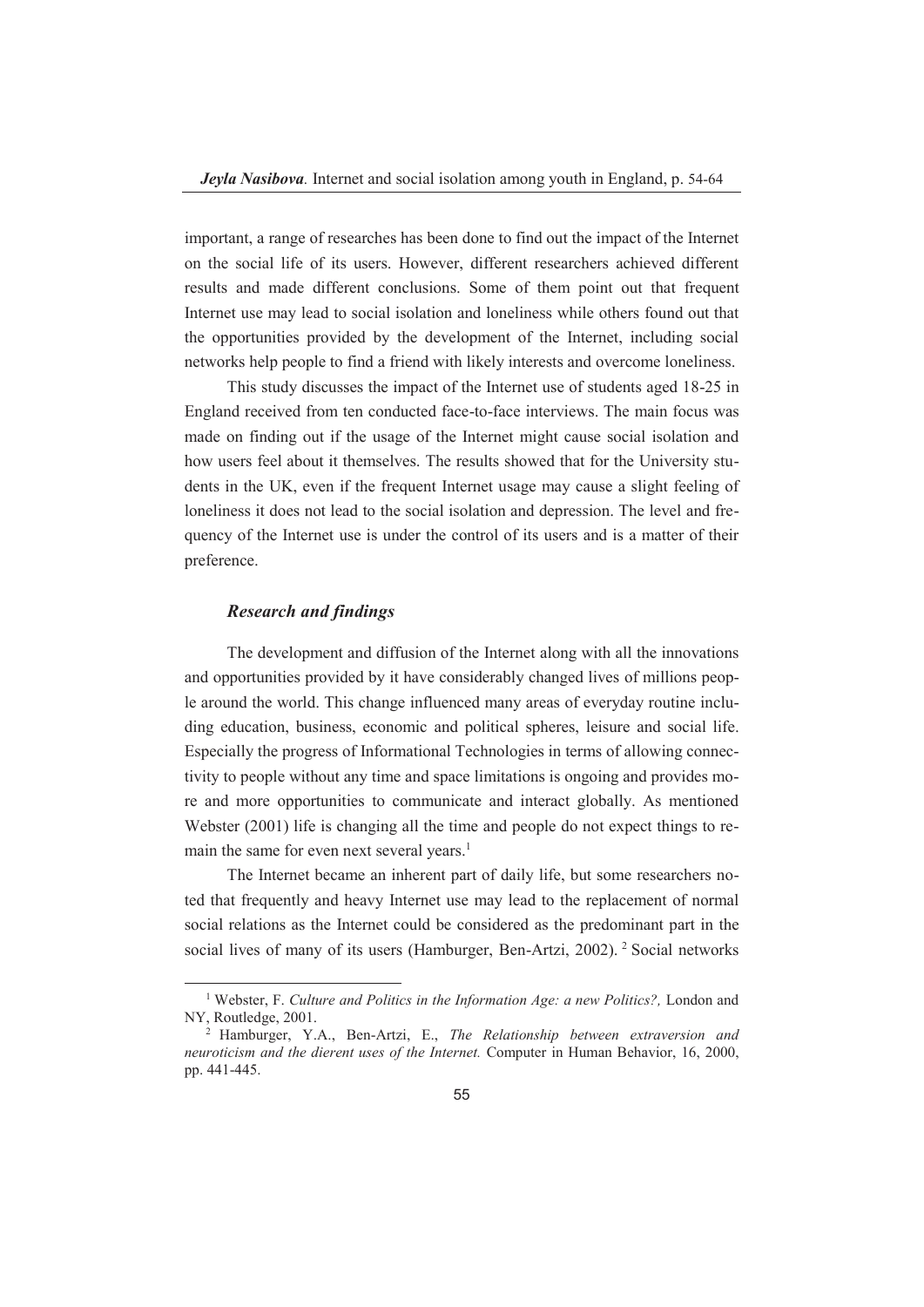important, a range of researches has been done to find out the impact of the Internet on the social life of its users. However, different researchers achieved different results and made different conclusions. Some of them point out that frequent Internet use may lead to social isolation and loneliness while others found out that the opportunities provided by the development of the Internet, including social networks help people to find a friend with likely interests and overcome loneliness.

This study discusses the impact of the Internet use of students aged 18-25 in England received from ten conducted face-to-face interviews. The main focus was made on finding out if the usage of the Internet might cause social isolation and how users feel about it themselves. The results showed that for the University students in the UK, even if the frequent Internet usage may cause a slight feeling of loneliness it does not lead to the social isolation and depression. The level and frequency of the Internet use is under the control of its users and is a matter of their preference.

### *Research and findings*

The development and diffusion of the Internet along with all the innovations and opportunities provided by it have considerably changed lives of millions people around the world. This change influenced many areas of everyday routine including education, business, economic and political spheres, leisure and social life. Especially the progress of Informational Technologies in terms of allowing connectivity to people without any time and space limitations is ongoing and provides more and more opportunities to communicate and interact globally. As mentioned Webster (2001) life is changing all the time and people do not expect things to remain the same for even next several years.[1]

The Internet became an inherent part of daily life, but some researchers noted that frequently and heavy Internet use may lead to the replacement of normal social relations as the Internet could be considered as the predominant part in the social lives of many of its users (Hamburger, Ben-Artzi, 2002). [2] Social networks

---

[1] Webster, F. *Culture and Politics in the Information Age: a new Politics?,* London and NY, Routledge, 2001.

[2] Hamburger, Y.A., Ben-Artzi, E., *The Relationship between extraversion and neuroticism and the dierent uses of the Internet.* Computer in Human Behavior, 16, 2000, pp. 441-445.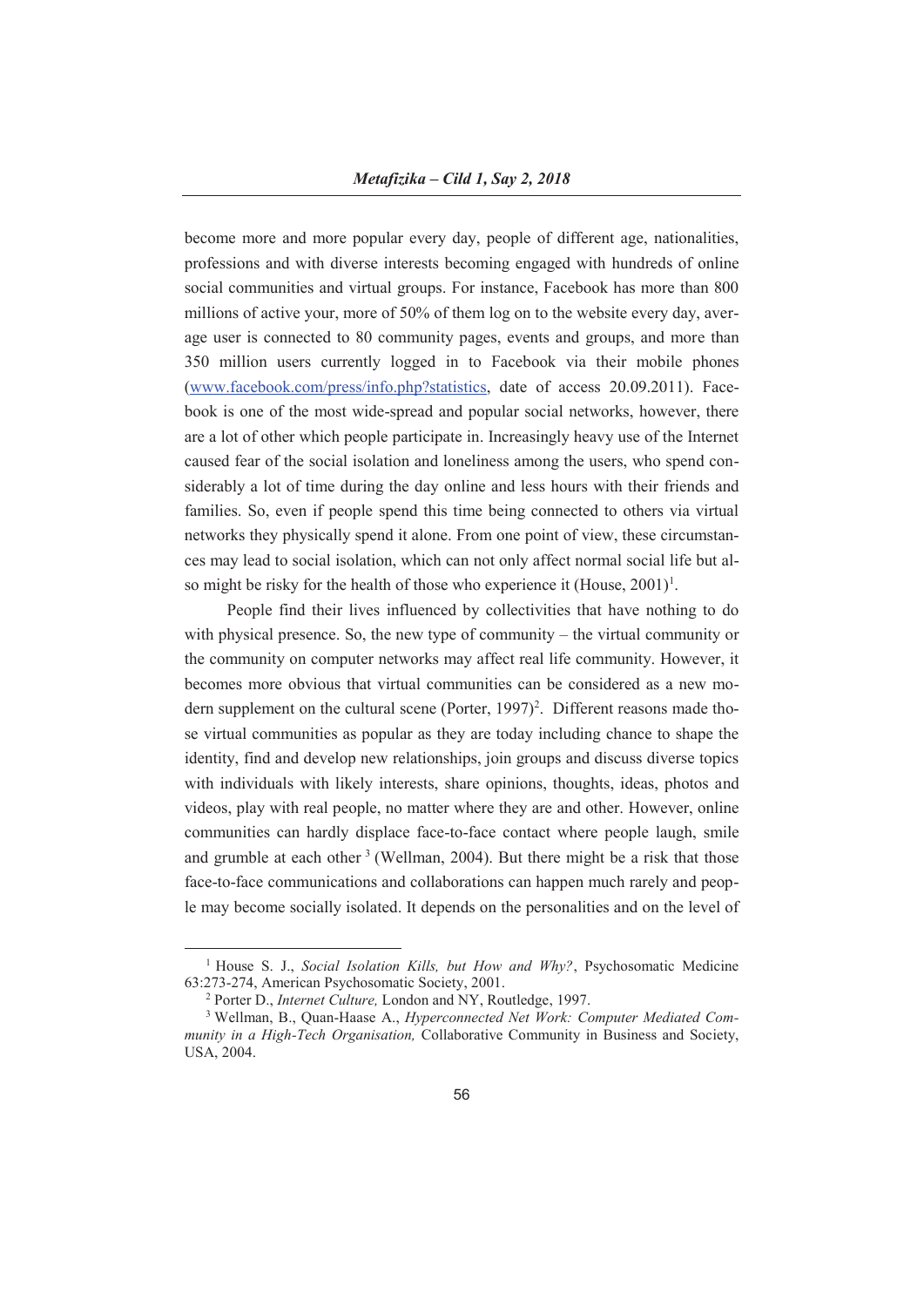become more and more popular every day, people of different age, nationalities, professions and with diverse interests becoming engaged with hundreds of online social communities and virtual groups. For instance, Facebook has more than 800 millions of active your, more of 50% of them log on to the website every day, average user is connected to 80 community pages, events and groups, and more than 350 million users currently logged in to Facebook via their mobile phones (www.facebook.com/press/info.php?statistics, date of access 20.09.2011). Facebook is one of the most wide-spread and popular social networks, however, there are a lot of other which people participate in. Increasingly heavy use of the Internet caused fear of the social isolation and loneliness among the users, who spend considerably a lot of time during the day online and less hours with their friends and families. So, even if people spend this time being connected to others via virtual networks they physically spend it alone. From one point of view, these circumstances may lead to social isolation, which can not only affect normal social life but also might be risky for the health of those who experience it (House, 2001)[1].

People find their lives influenced by collectivities that have nothing to do with physical presence. So, the new type of community – the virtual community or the community on computer networks may affect real life community. However, it becomes more obvious that virtual communities can be considered as a new modern supplement on the cultural scene (Porter, 1997)[2]. Different reasons made those virtual communities as popular as they are today including chance to shape the identity, find and develop new relationships, join groups and discuss diverse topics with individuals with likely interests, share opinions, thoughts, ideas, photos and videos, play with real people, no matter where they are and other. However, online communities can hardly displace face-to-face contact where people laugh, smile and grumble at each other [3] (Wellman, 2004). But there might be a risk that those face-to-face communications and collaborations can happen much rarely and people may become socially isolated. It depends on the personalities and on the level of

---

[1] House S. J., *Social Isolation Kills, but How and Why?*, Psychosomatic Medicine 63:273-274, American Psychosomatic Society, 2001.

[2] Porter D., *Internet Culture,* London and NY, Routledge, 1997.

[3] Wellman, B., Quan-Haase A., *Hyperconnected Net Work: Computer Mediated Community in a High-Tech Organisation,* Collaborative Community in Business and Society, USA, 2004.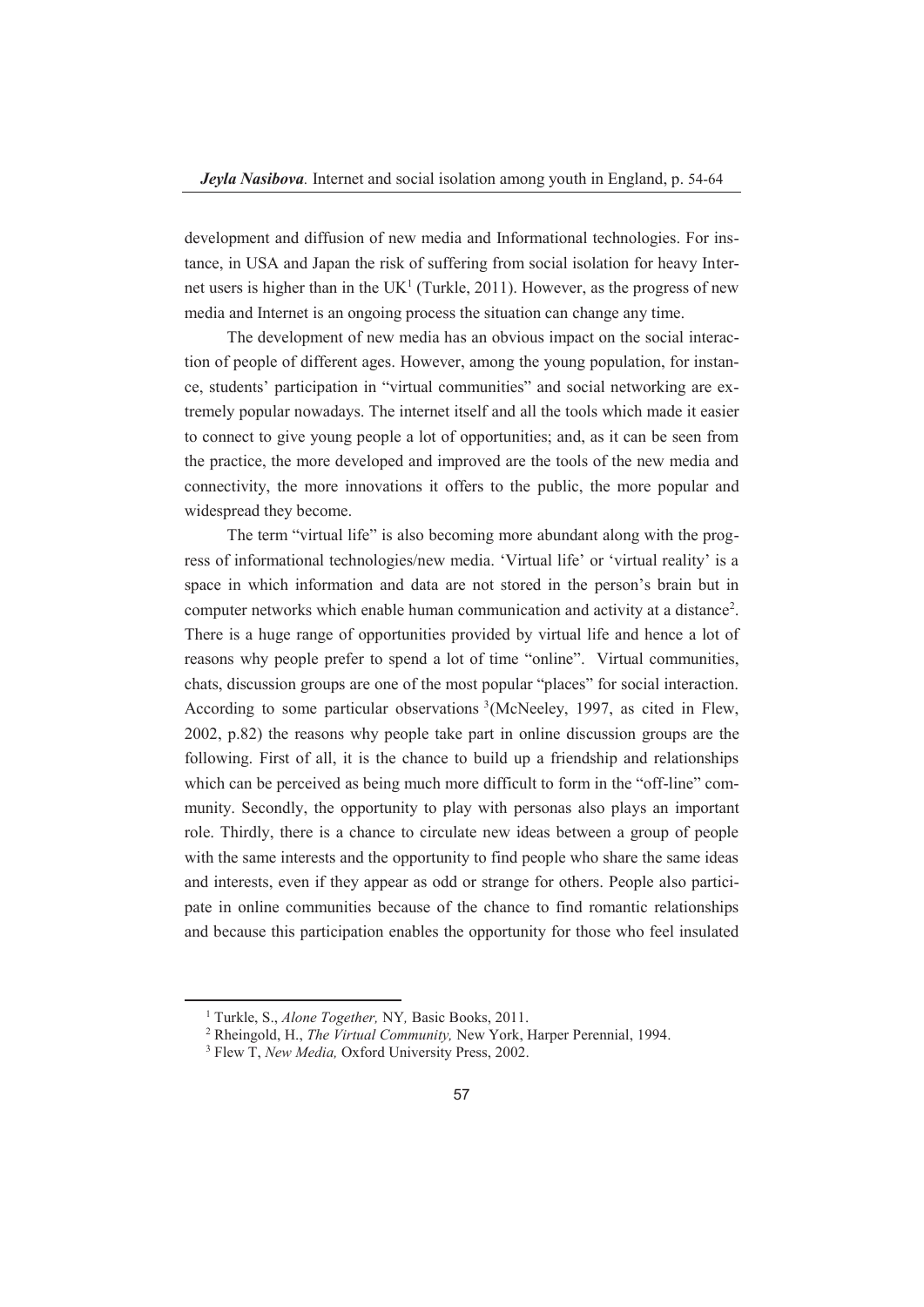development and diffusion of new media and Informational technologies. For instance, in USA and Japan the risk of suffering from social isolation for heavy Internet users is higher than in the UK[1] (Turkle, 2011). However, as the progress of new media and Internet is an ongoing process the situation can change any time.

The development of new media has an obvious impact on the social interaction of people of different ages. However, among the young population, for instance, students' participation in "virtual communities" and social networking are extremely popular nowadays. The internet itself and all the tools which made it easier to connect to give young people a lot of opportunities; and, as it can be seen from the practice, the more developed and improved are the tools of the new media and connectivity, the more innovations it offers to the public, the more popular and widespread they become.

The term "virtual life" is also becoming more abundant along with the progress of informational technologies/new media. 'Virtual life' or 'virtual reality' is a space in which information and data are not stored in the person's brain but in computer networks which enable human communication and activity at a distance[2]. There is a huge range of opportunities provided by virtual life and hence a lot of reasons why people prefer to spend a lot of time "online". Virtual communities, chats, discussion groups are one of the most popular "places" for social interaction. According to some particular observations [3](McNeeley, 1997, as cited in Flew, 2002, p.82) the reasons why people take part in online discussion groups are the following. First of all, it is the chance to build up a friendship and relationships which can be perceived as being much more difficult to form in the "off-line" community. Secondly, the opportunity to play with personas also plays an important role. Thirdly, there is a chance to circulate new ideas between a group of people with the same interests and the opportunity to find people who share the same ideas and interests, even if they appear as odd or strange for others. People also participate in online communities because of the chance to find romantic relationships and because this participation enables the opportunity for those who feel insulated

---

[1] Turkle, S., *Alone Together,* NY*,* Basic Books, 2011.

[2] Rheingold, H., *The Virtual Community,* New York, Harper Perennial, 1994.

[3] Flew T, *New Media,* Oxford University Press, 2002.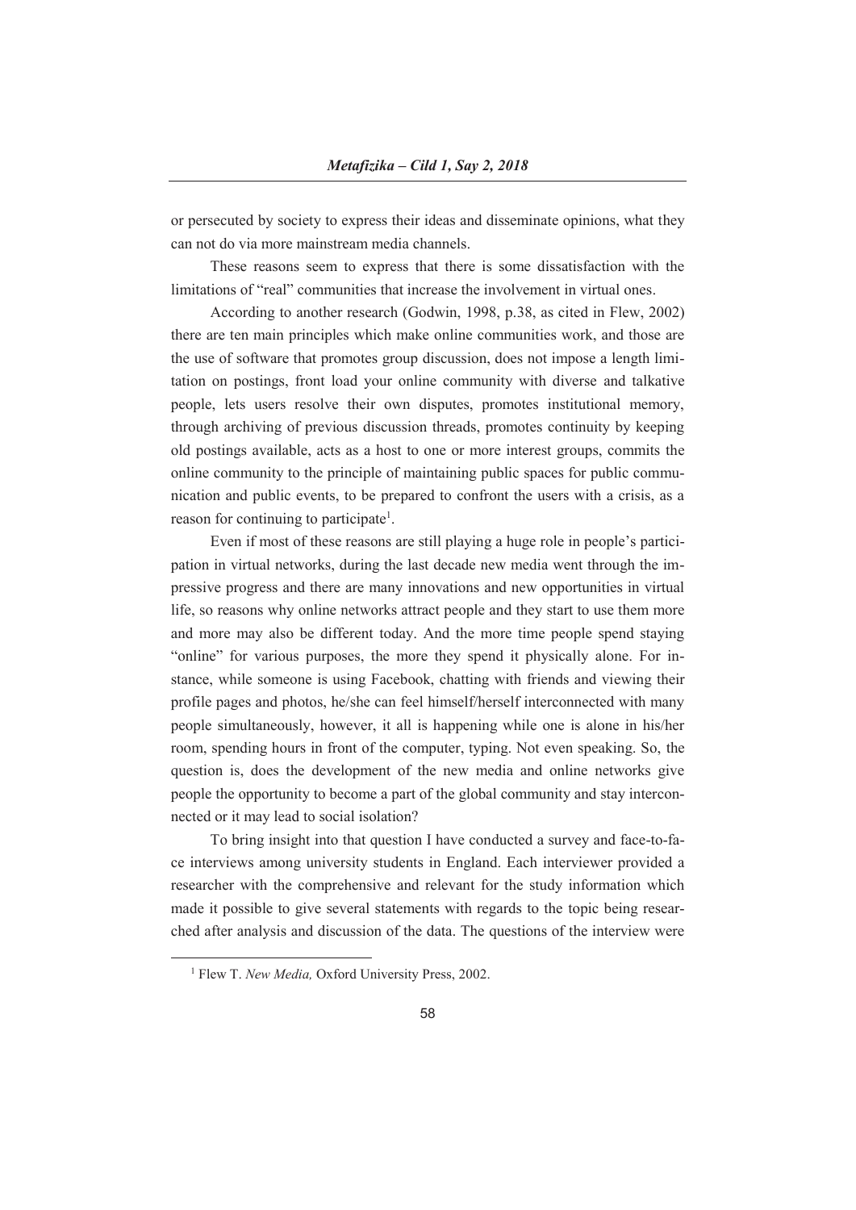or persecuted by society to express their ideas and disseminate opinions, what they can not do via more mainstream media channels.

These reasons seem to express that there is some dissatisfaction with the limitations of "real" communities that increase the involvement in virtual ones.

According to another research (Godwin, 1998, p.38, as cited in Flew, 2002) there are ten main principles which make online communities work, and those are the use of software that promotes group discussion, does not impose a length limitation on postings, front load your online community with diverse and talkative people, lets users resolve their own disputes, promotes institutional memory, through archiving of previous discussion threads, promotes continuity by keeping old postings available, acts as a host to one or more interest groups, commits the online community to the principle of maintaining public spaces for public communication and public events, to be prepared to confront the users with a crisis, as a reason for continuing to participate[1].

Even if most of these reasons are still playing a huge role in people's participation in virtual networks, during the last decade new media went through the impressive progress and there are many innovations and new opportunities in virtual life, so reasons why online networks attract people and they start to use them more and more may also be different today. And the more time people spend staying "online" for various purposes, the more they spend it physically alone. For instance, while someone is using Facebook, chatting with friends and viewing their profile pages and photos, he/she can feel himself/herself interconnected with many people simultaneously, however, it all is happening while one is alone in his/her room, spending hours in front of the computer, typing. Not even speaking. So, the question is, does the development of the new media and online networks give people the opportunity to become a part of the global community and stay interconnected or it may lead to social isolation?

To bring insight into that question I have conducted a survey and face-to-face interviews among university students in England. Each interviewer provided a researcher with the comprehensive and relevant for the study information which made it possible to give several statements with regards to the topic being researched after analysis and discussion of the data. The questions of the interview were

[1] Flew T. *New Media,* Oxford University Press, 2002.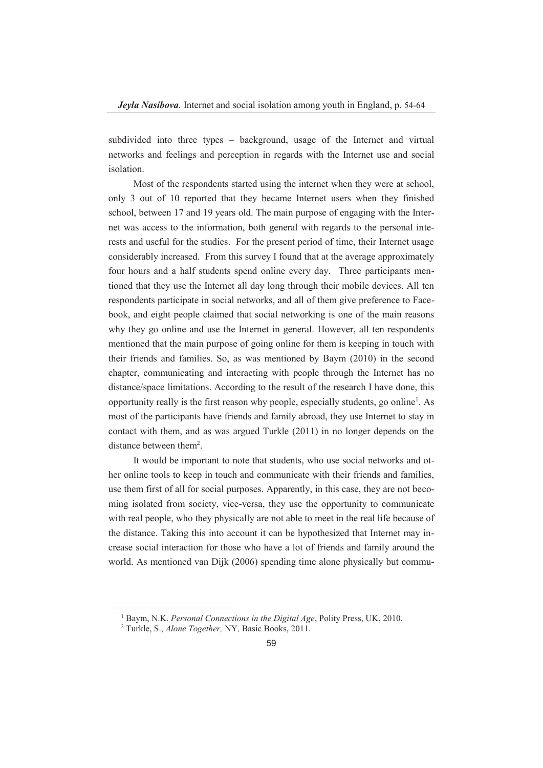subdivided into three types – background, usage of the Internet and virtual networks and feelings and perception in regards with the Internet use and social isolation.

Most of the respondents started using the internet when they were at school, only 3 out of 10 reported that they became Internet users when they finished school, between 17 and 19 years old. The main purpose of engaging with the Internet was access to the information, both general with regards to the personal interests and useful for the studies. For the present period of time, their Internet usage considerably increased. From this survey I found that at the average approximately four hours and a half students spend online every day. Three participants mentioned that they use the Internet all day long through their mobile devices. All ten respondents participate in social networks, and all of them give preference to Facebook, and eight people claimed that social networking is one of the main reasons why they go online and use the Internet in general. However, all ten respondents mentioned that the main purpose of going online for them is keeping in touch with their friends and families. So, as was mentioned by Baym (2010) in the second chapter, communicating and interacting with people through the Internet has no distance/space limitations. According to the result of the research I have done, this opportunity really is the first reason why people, especially students, go online[1]. As most of the participants have friends and family abroad, they use Internet to stay in contact with them, and as was argued Turkle (2011) in no longer depends on the distance between them[2].

It would be important to note that students, who use social networks and other online tools to keep in touch and communicate with their friends and families, use them first of all for social purposes. Apparently, in this case, they are not becoming isolated from society, vice-versa, they use the opportunity to communicate with real people, who they physically are not able to meet in the real life because of the distance. Taking this into account it can be hypothesized that Internet may increase social interaction for those who have a lot of friends and family around the world. As mentioned van Dijk (2006) spending time alone physically but commu-

[1] Baym, N.K. *Personal Connections in the Digital Age*, Polity Press, UK, 2010.

[2] Turkle, S., *Alone Together,* NY*,* Basic Books, 2011.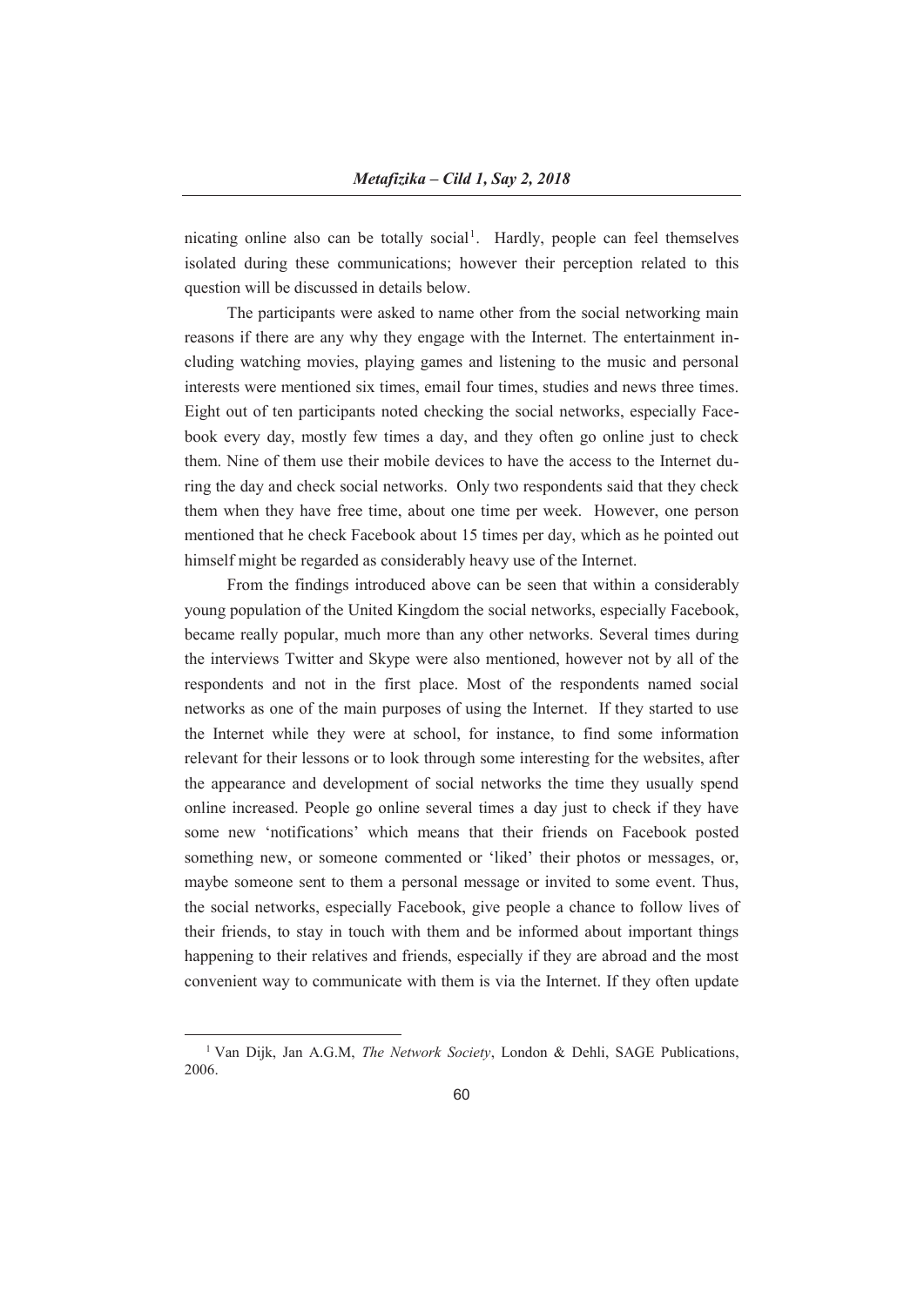nicating online also can be totally social[1]. Hardly, people can feel themselves isolated during these communications; however their perception related to this question will be discussed in details below.

The participants were asked to name other from the social networking main reasons if there are any why they engage with the Internet. The entertainment including watching movies, playing games and listening to the music and personal interests were mentioned six times, email four times, studies and news three times. Eight out of ten participants noted checking the social networks, especially Facebook every day, mostly few times a day, and they often go online just to check them. Nine of them use their mobile devices to have the access to the Internet during the day and check social networks. Only two respondents said that they check them when they have free time, about one time per week. However, one person mentioned that he check Facebook about 15 times per day, which as he pointed out himself might be regarded as considerably heavy use of the Internet.

From the findings introduced above can be seen that within a considerably young population of the United Kingdom the social networks, especially Facebook, became really popular, much more than any other networks. Several times during the interviews Twitter and Skype were also mentioned, however not by all of the respondents and not in the first place. Most of the respondents named social networks as one of the main purposes of using the Internet. If they started to use the Internet while they were at school, for instance, to find some information relevant for their lessons or to look through some interesting for the websites, after the appearance and development of social networks the time they usually spend online increased. People go online several times a day just to check if they have some new 'notifications' which means that their friends on Facebook posted something new, or someone commented or 'liked' their photos or messages, or, maybe someone sent to them a personal message or invited to some event. Thus, the social networks, especially Facebook, give people a chance to follow lives of their friends, to stay in touch with them and be informed about important things happening to their relatives and friends, especially if they are abroad and the most convenient way to communicate with them is via the Internet. If they often update

---

[1] Van Dijk, Jan A.G.M, *The Network Society*, London & Dehli, SAGE Publications, 2006.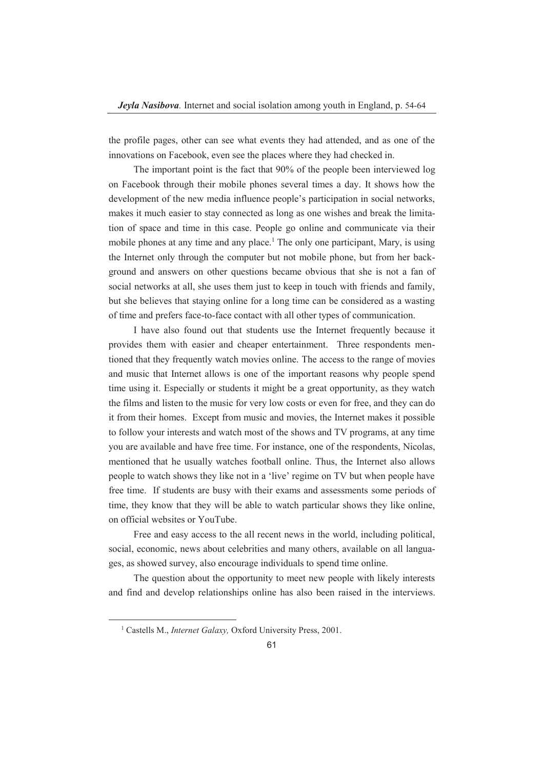the profile pages, other can see what events they had attended, and as one of the innovations on Facebook, even see the places where they had checked in.

The important point is the fact that 90% of the people been interviewed log on Facebook through their mobile phones several times a day. It shows how the development of the new media influence people's participation in social networks, makes it much easier to stay connected as long as one wishes and break the limitation of space and time in this case. People go online and communicate via their mobile phones at any time and any place.[1] The only one participant, Mary, is using the Internet only through the computer but not mobile phone, but from her background and answers on other questions became obvious that she is not a fan of social networks at all, she uses them just to keep in touch with friends and family, but she believes that staying online for a long time can be considered as a wasting of time and prefers face-to-face contact with all other types of communication.

I have also found out that students use the Internet frequently because it provides them with easier and cheaper entertainment. Three respondents mentioned that they frequently watch movies online. The access to the range of movies and music that Internet allows is one of the important reasons why people spend time using it. Especially or students it might be a great opportunity, as they watch the films and listen to the music for very low costs or even for free, and they can do it from their homes. Except from music and movies, the Internet makes it possible to follow your interests and watch most of the shows and TV programs, at any time you are available and have free time. For instance, one of the respondents, Nicolas, mentioned that he usually watches football online. Thus, the Internet also allows people to watch shows they like not in a 'live' regime on TV but when people have free time. If students are busy with their exams and assessments some periods of time, they know that they will be able to watch particular shows they like online, on official websites or YouTube.

Free and easy access to the all recent news in the world, including political, social, economic, news about celebrities and many others, available on all languages, as showed survey, also encourage individuals to spend time online.

The question about the opportunity to meet new people with likely interests and find and develop relationships online has also been raised in the interviews.

[1] Castells M., *Internet Galaxy,* Oxford University Press, 2001.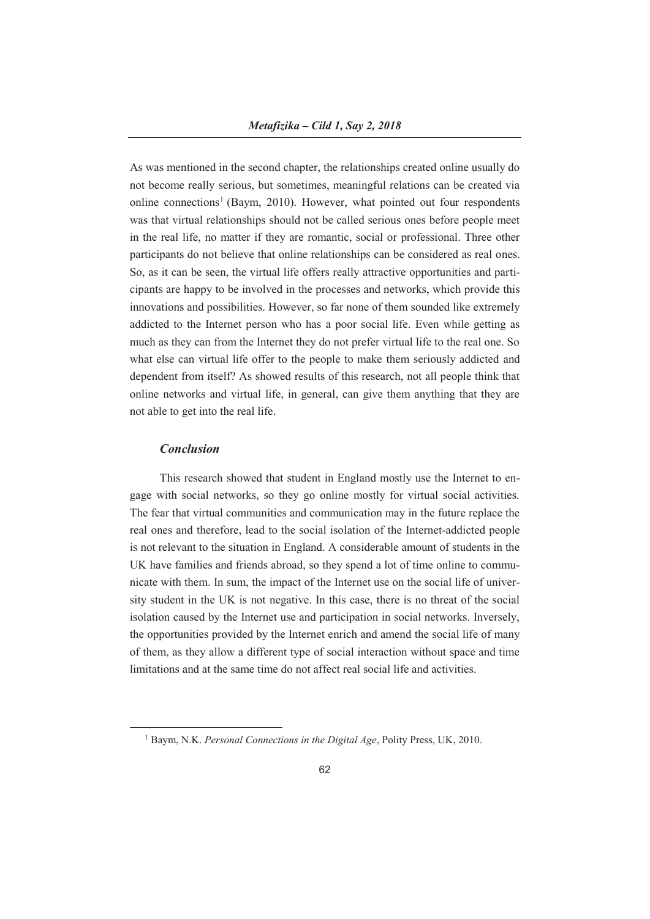As was mentioned in the second chapter, the relationships created online usually do not become really serious, but sometimes, meaningful relations can be created via online connections[1] (Baym, 2010). However, what pointed out four respondents was that virtual relationships should not be called serious ones before people meet in the real life, no matter if they are romantic, social or professional. Three other participants do not believe that online relationships can be considered as real ones. So, as it can be seen, the virtual life offers really attractive opportunities and participants are happy to be involved in the processes and networks, which provide this innovations and possibilities. However, so far none of them sounded like extremely addicted to the Internet person who has a poor social life. Even while getting as much as they can from the Internet they do not prefer virtual life to the real one. So what else can virtual life offer to the people to make them seriously addicted and dependent from itself? As showed results of this research, not all people think that online networks and virtual life, in general, can give them anything that they are not able to get into the real life.

### *Conclusion*

This research showed that student in England mostly use the Internet to engage with social networks, so they go online mostly for virtual social activities. The fear that virtual communities and communication may in the future replace the real ones and therefore, lead to the social isolation of the Internet-addicted people is not relevant to the situation in England. A considerable amount of students in the UK have families and friends abroad, so they spend a lot of time online to communicate with them. In sum, the impact of the Internet use on the social life of university student in the UK is not negative. In this case, there is no threat of the social isolation caused by the Internet use and participation in social networks. Inversely, the opportunities provided by the Internet enrich and amend the social life of many of them, as they allow a different type of social interaction without space and time limitations and at the same time do not affect real social life and activities.

---

[1] Baym, N.K. *Personal Connections in the Digital Age*, Polity Press, UK, 2010.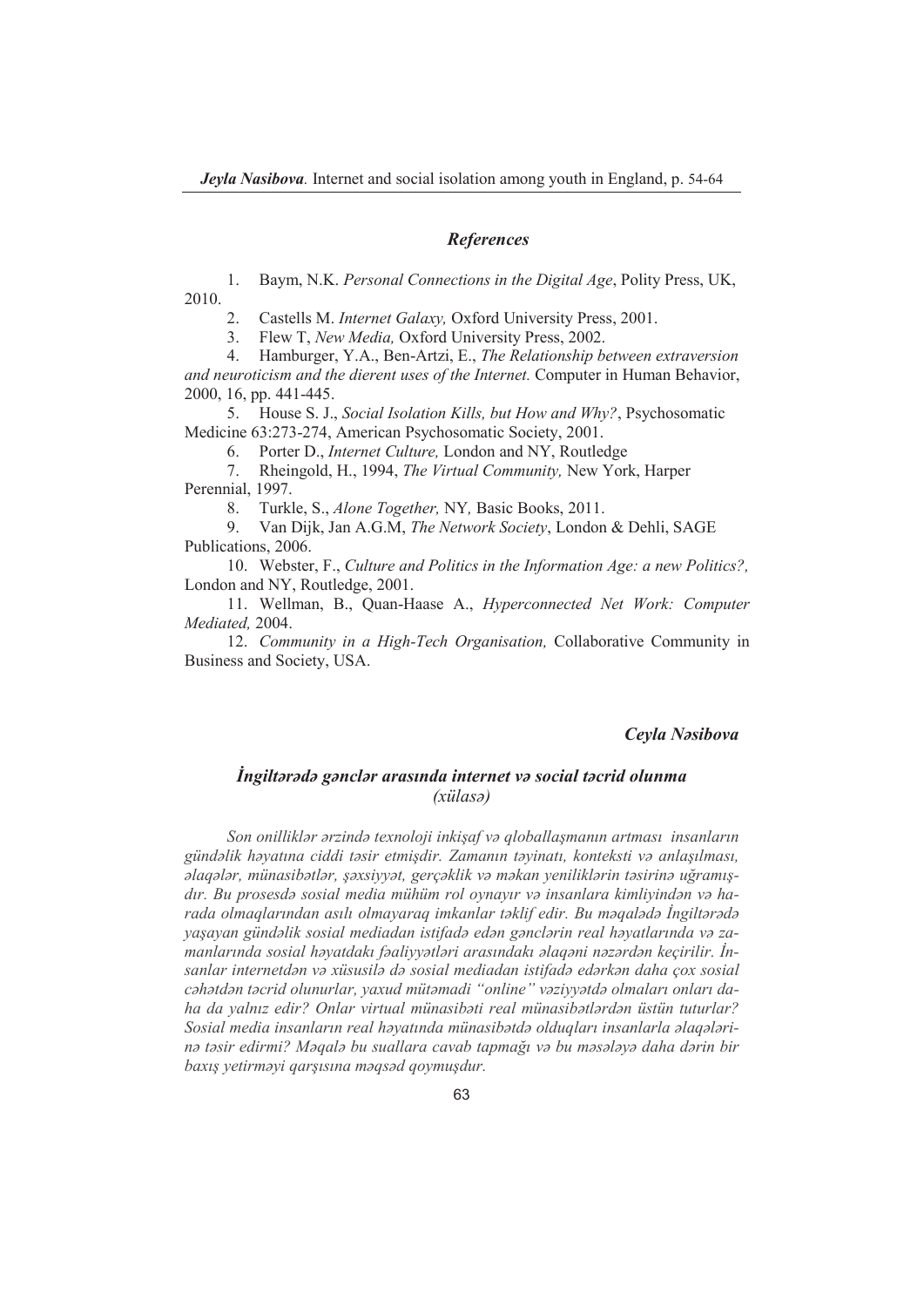### *References*

1. Baym, N.K. *Personal Connections in the Digital Age*, Polity Press, UK, 2010.
2. Castells M. *Internet Galaxy,* Oxford University Press, 2001.
3. Flew T, *New Media,* Oxford University Press, 2002.
4. Hamburger, Y.A., Ben-Artzi, E., *The Relationship between extraversion and neuroticism and the dierent uses of the Internet.* Computer in Human Behavior, 2000, 16, pp. 441-445.
5. House S. J., *Social Isolation Kills, but How and Why?*, Psychosomatic Medicine 63:273-274, American Psychosomatic Society, 2001.
6. Porter D., *Internet Culture,* London and NY, Routledge
7. Rheingold, H., 1994, *The Virtual Community,* New York, Harper Perennial, 1997.
8. Turkle, S., *Alone Together,* NY*,* Basic Books, 2011.
9. Van Dijk, Jan A.G.M, *The Network Society*, London & Dehli, SAGE Publications, 2006.
10. Webster, F., *Culture and Politics in the Information Age: a new Politics?,* London and NY, Routledge, 2001.
11. Wellman, B., Quan-Haase A., *Hyperconnected Net Work: Computer Mediated,* 2004.
12. *Community in a High-Tech Organisation,* Collaborative Community in Business and Society, USA.

***Ceyla Nəsibova***

### *İngiltərədə gənclər arasında internet və social təcrid olunma*
*(xülasə)*

*Son onilliklər ərzində texnoloji inkişaf və qloballaşmanın artması insanların gündəlik həyatına ciddi təsir etmişdir. Zamanın təyinatı, konteksti və anlaşılması, əlaqələr, münasibətlər, şəxsiyyət, gerçəklik və məkan yeniliklərin təsirinə uğramışdır. Bu prosesdə sosial media mühüm rol oynayır və insanlara kimliyindən və harada olmaqlarından asılı olmayaraq imkanlar təklif edir. Bu məqalədə İngiltərədə yaşayan gündəlik sosial mediadan istifadə edən gənclərin real həyatlarında və zamanlarında sosial həyatdakı fəaliyyətləri arasındakı əlaqəni nəzərdən keçirilir. İnsanlar internetdən və xüsusilə də sosial mediadan istifadə edərkən daha çox sosial cəhətdən təcrid olunurlar, yaxud mütəmadi "online" vəziyyətdə olmaları onları daha da yalnız edir? Onlar virtual münasibəti real münasibətlərdən üstün tuturlar? Sosial media insanların real həyatında münasibətdə olduqları insanlarla əlaqələrinə təsir edirmi? Məqalə bu suallara cavab tapmağı və bu məsələyə daha dərin bir baxış yetirməyi qarşısına məqsəd qoymuşdur.*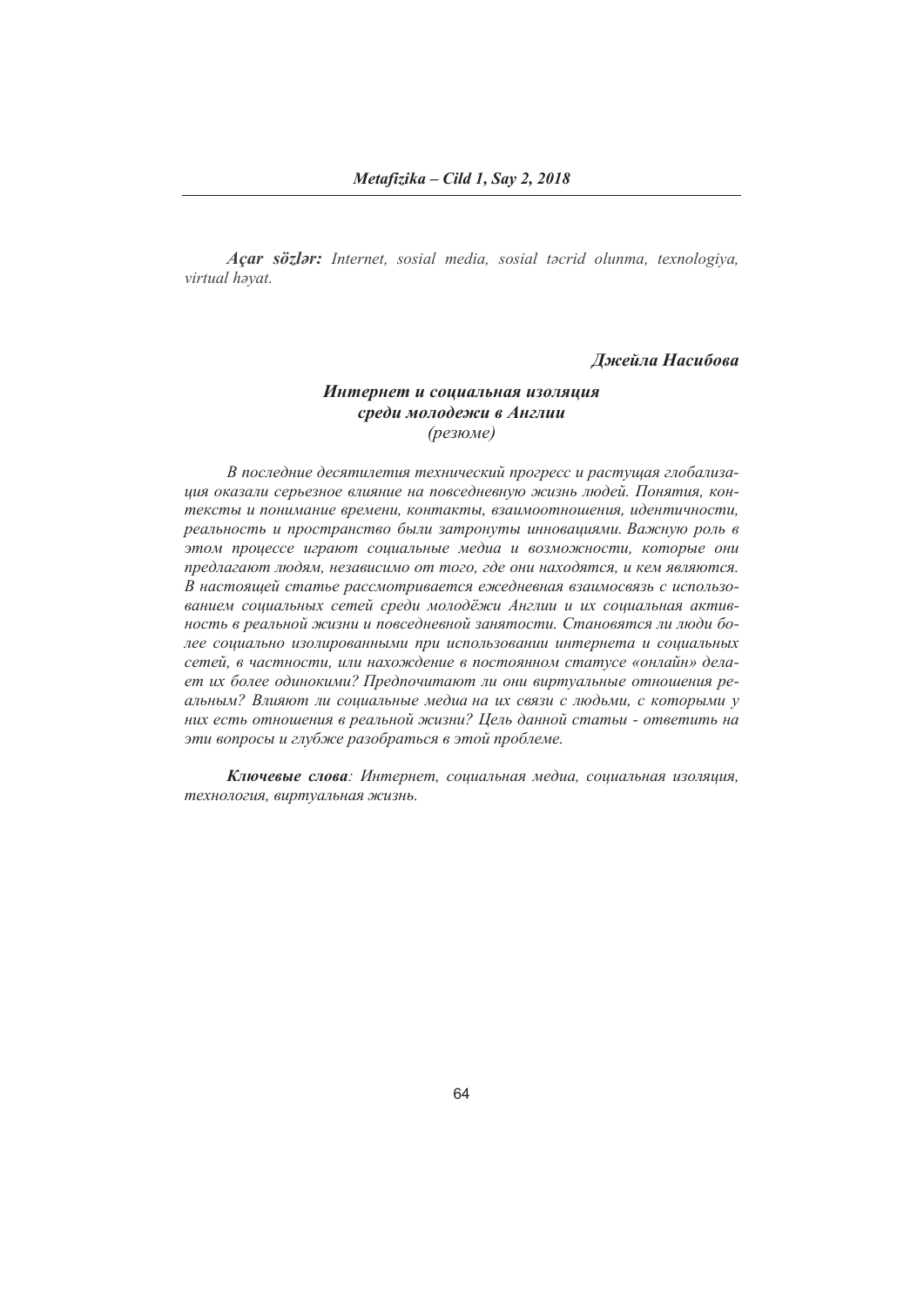***Açar sözlər:*** *Internet, sosial media, sosial təcrid olunma, texnologiya, virtual həyat.*

***Джейла Насибова***

### *Интернет и социальная изоляция среди молодежи в Англии*
*(резюме)*

*В последние десятилетия технический прогресс и растущая глобализация оказали серьезное влияние на повседневную жизнь людей. Понятия, контексты и понимание времени, контакты, взаимоотношения, идентичности, реальность и пространство были затронуты инновациями. Важную роль в этом процессе играют социальные медиа и возможности, которые они предлагают людям, независимо от того, где они находятся, и кем являются. В настоящей статье рассматривается ежедневная взаимосвязь с использованием социальных сетей среди молодёжи Англии и их социальная активность в реальной жизни и повседневной занятости. Становятся ли люди более социально изолированными при использовании интернета и социальных сетей, в частности, или нахождение в постоянном статусе «онлайн» делает их более одинокими? Предпочитают ли они виртуальные отношения реальным? Влияют ли социальные медиа на их связи с людьми, с которыми у них есть отношения в реальной жизни? Цель данной статьи - ответить на эти вопросы и глубже разобраться в этой проблеме.*

***Ключевые слова****: Интернет, социальная медиа, социальная изоляция, технология, виртуальная жизнь.*